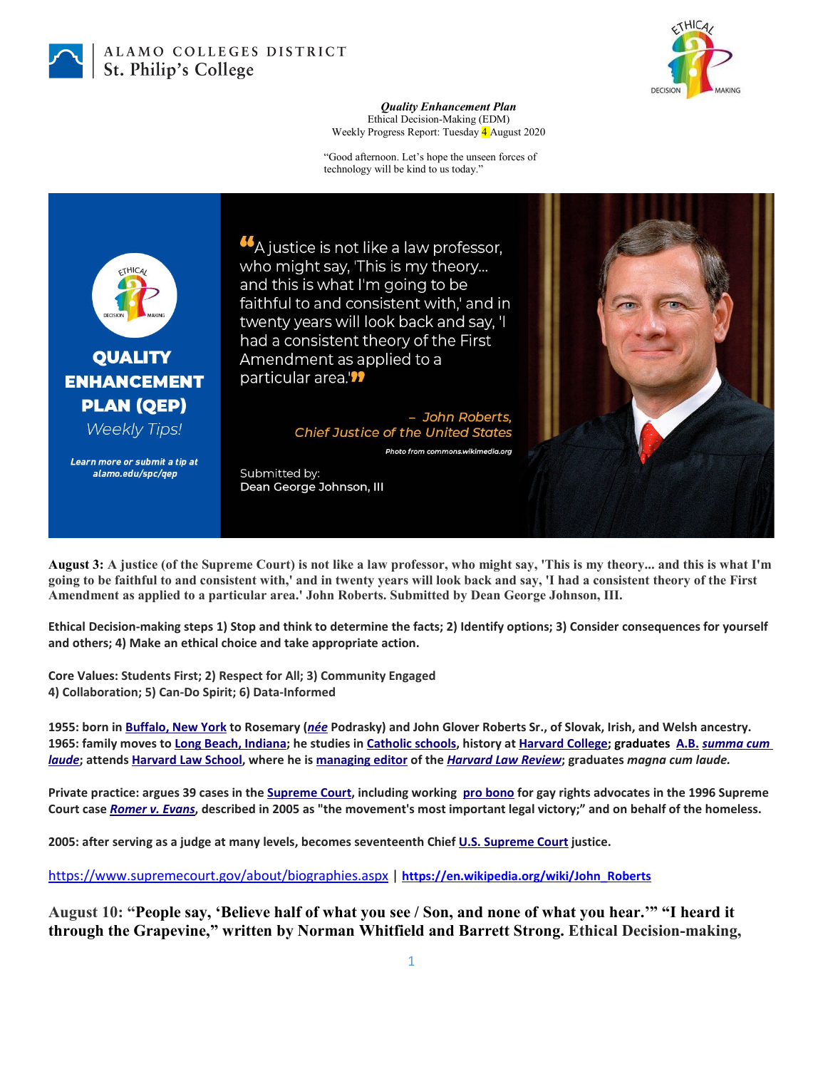ALAMO COLLEGES DISTRICT
St. Philip's College

***Quality Enhancement Plan***
Ethical Decision-Making (EDM)
Weekly Progress Report: Tuesday 4 August 2020

"Good afternoon. Let's hope the unseen forces of technology will be kind to us today."

QUALITY ENHANCEMENT PLAN (QEP)
*Weekly Tips!*

***Learn more or submit a tip at alamo.edu/spc/qep***

"A justice is not like a law professor, who might say, 'This is my theory... and this is what I'm going to be faithful to and consistent with,' and in twenty years will look back and say, 'I had a consistent theory of the First Amendment as applied to a particular area.'"

*– John Roberts, Chief Justice of the United States*

*Photo from commons.wikimedia.org*

Submitted by:
Dean George Johnson, III

**August 3: A justice (of the Supreme Court) is not like a law professor, who might say, 'This is my theory... and this is what I'm going to be faithful to and consistent with,' and in twenty years will look back and say, 'I had a consistent theory of the First Amendment as applied to a particular area.' John Roberts. Submitted by Dean George Johnson, III.**

**Ethical Decision-making steps 1) Stop and think to determine the facts; 2) Identify options; 3) Consider consequences for yourself and others; 4) Make an ethical choice and take appropriate action.**

**Core Values: Students First; 2) Respect for All; 3) Community Engaged**
**4) Collaboration; 5) Can-Do Spirit; 6) Data-Informed**

**1955: born in Buffalo, New York to Rosemary (*née* Podrasky) and John Glover Roberts Sr., of Slovak, Irish, and Welsh ancestry. 1965: family moves to Long Beach, Indiana; he studies in Catholic schools, history at Harvard College; graduates A.B. *summa cum laude*; attends Harvard Law School, where he is managing editor of the *Harvard Law Review*; graduates *magna cum laude.***

**Private practice: argues 39 cases in the Supreme Court, including working pro bono for gay rights advocates in the 1996 Supreme Court case *Romer v. Evans*, described in 2005 as "the movement's most important legal victory;" and on behalf of the homeless.**

**2005: after serving as a judge at many levels, becomes seventeenth Chief U.S. Supreme Court justice.**

https://www.supremecourt.gov/about/biographies.aspx | **https://en.wikipedia.org/wiki/John_Roberts**

**August 10: "People say, 'Believe half of what you see / Son, and none of what you hear.'" "I heard it through the Grapevine," written by Norman Whitfield and Barrett Strong. Ethical Decision-making,**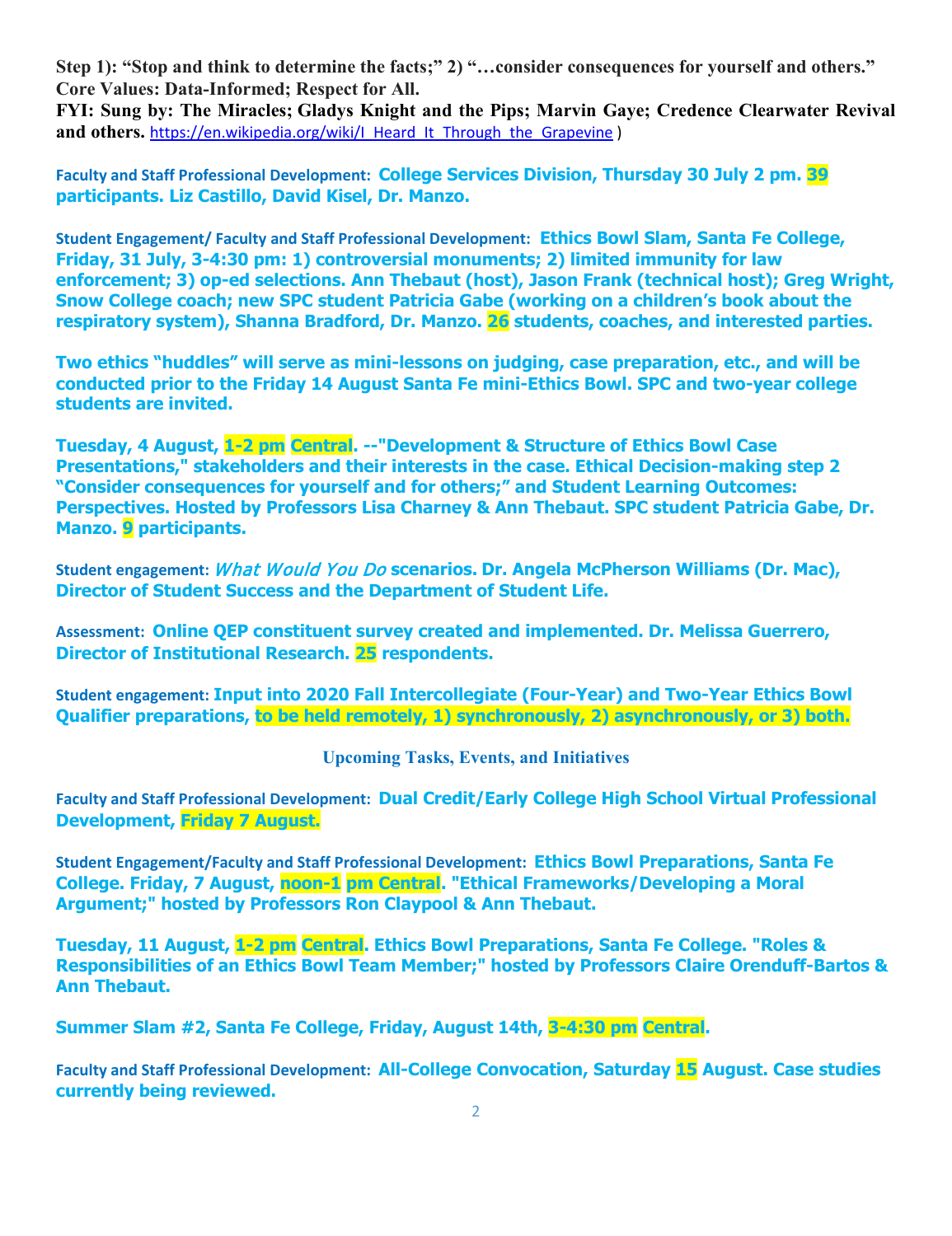**Step 1): "Stop and think to determine the facts;" 2) "…consider consequences for yourself and others."**
**Core Values: Data-Informed; Respect for All.**
**FYI: Sung by: The Miracles; Gladys Knight and the Pips; Marvin Gaye; Credence Clearwater Revival and others.** https://en.wikipedia.org/wiki/I_Heard_It_Through_the_Grapevine )

**Faculty and Staff Professional Development: College Services Division, Thursday 30 July 2 pm. 39 participants. Liz Castillo, David Kisel, Dr. Manzo.**

**Student Engagement/ Faculty and Staff Professional Development: Ethics Bowl Slam, Santa Fe College, Friday, 31 July, 3-4:30 pm: 1) controversial monuments; 2) limited immunity for law enforcement; 3) op-ed selections. Ann Thebaut (host), Jason Frank (technical host); Greg Wright, Snow College coach; new SPC student Patricia Gabe (working on a children's book about the respiratory system), Shanna Bradford, Dr. Manzo. 26 students, coaches, and interested parties.**

**Two ethics "huddles" will serve as mini-lessons on judging, case preparation, etc., and will be conducted prior to the Friday 14 August Santa Fe mini-Ethics Bowl. SPC and two-year college students are invited.**

**Tuesday, 4 August, 1-2 pm Central. --"Development & Structure of Ethics Bowl Case Presentations," stakeholders and their interests in the case. Ethical Decision-making step 2 "Consider consequences for yourself and for others;" and Student Learning Outcomes: Perspectives. Hosted by Professors Lisa Charney & Ann Thebaut. SPC student Patricia Gabe, Dr. Manzo. 9 participants.**

**Student engagement: *What Would You Do* scenarios. Dr. Angela McPherson Williams (Dr. Mac), Director of Student Success and the Department of Student Life.**

**Assessment: Online QEP constituent survey created and implemented. Dr. Melissa Guerrero, Director of Institutional Research. 25 respondents.**

**Student engagement: Input into 2020 Fall Intercollegiate (Four-Year) and Two-Year Ethics Bowl Qualifier preparations, to be held remotely, 1) synchronously, 2) asynchronously, or 3) both.**

## Upcoming Tasks, Events, and Initiatives

**Faculty and Staff Professional Development: Dual Credit/Early College High School Virtual Professional Development, Friday 7 August.**

**Student Engagement/Faculty and Staff Professional Development: Ethics Bowl Preparations, Santa Fe College. Friday, 7 August, noon-1 pm Central. "Ethical Frameworks/Developing a Moral Argument;" hosted by Professors Ron Claypool & Ann Thebaut.**

**Tuesday, 11 August, 1-2 pm Central. Ethics Bowl Preparations, Santa Fe College. "Roles & Responsibilities of an Ethics Bowl Team Member;" hosted by Professors Claire Orenduff-Bartos & Ann Thebaut.**

**Summer Slam #2, Santa Fe College, Friday, August 14th, 3-4:30 pm Central.**

**Faculty and Staff Professional Development: All-College Convocation, Saturday 15 August. Case studies currently being reviewed.**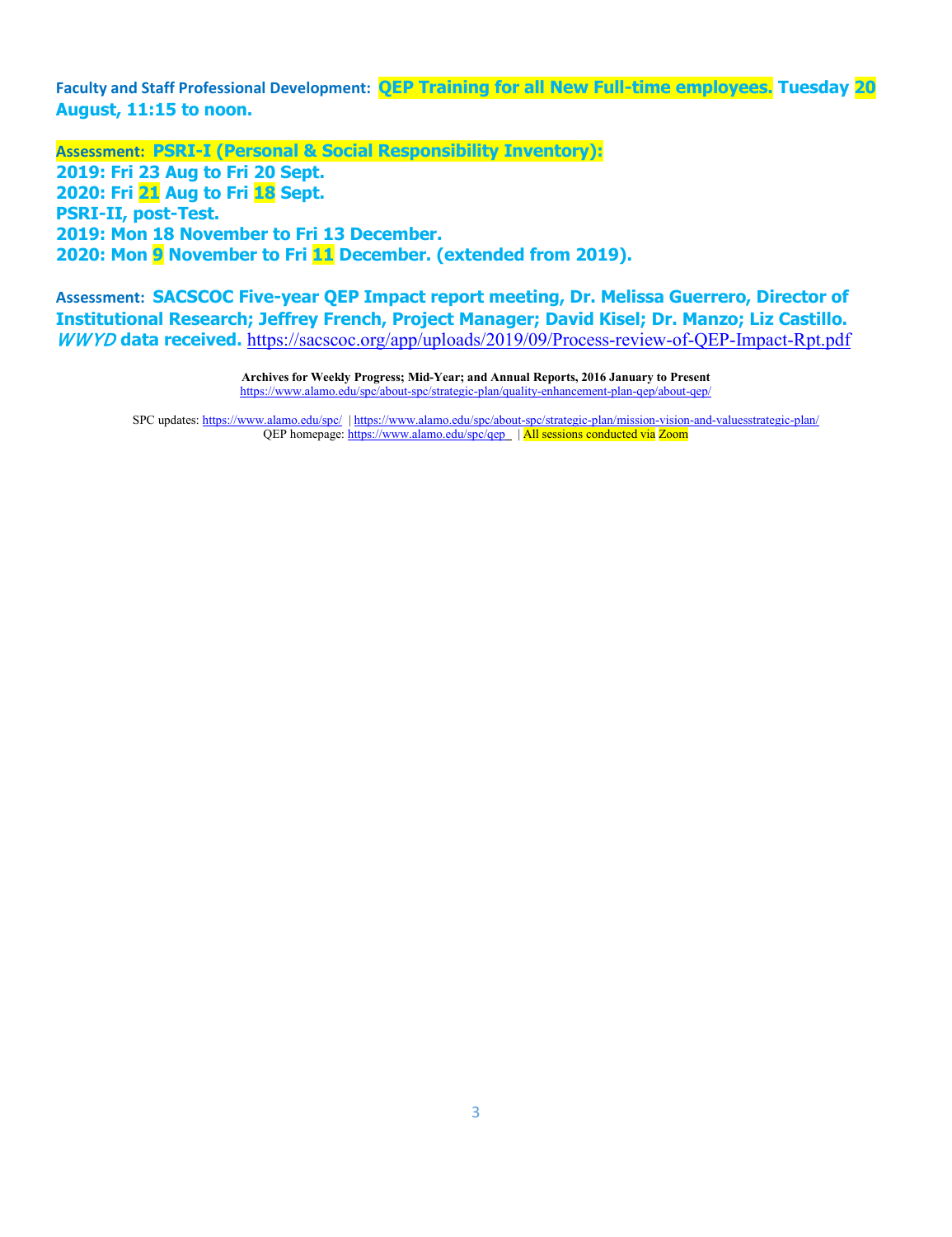**Faculty and Staff Professional Development:** **QEP Training for all New Full-time employees. Tuesday 20 August, 11:15 to noon.**

**Assessment:** **PSRI-I (Personal & Social Responsibility Inventory):**
**2019: Fri 23 Aug to Fri 20 Sept.**
**2020: Fri 21 Aug to Fri 18 Sept.**
**PSRI-II, post-Test.**
**2019: Mon 18 November to Fri 13 December.**
**2020: Mon 9 November to Fri 11 December. (extended from 2019).**

**Assessment:** **SACSCOC Five-year QEP Impact report meeting, Dr. Melissa Guerrero, Director of Institutional Research; Jeffrey French, Project Manager; David Kisel; Dr. Manzo; Liz Castillo.** ***WWYD*** **data received.** https://sacscoc.org/app/uploads/2019/09/Process-review-of-QEP-Impact-Rpt.pdf

**Archives for Weekly Progress; Mid-Year; and Annual Reports, 2016 January to Present**
https://www.alamo.edu/spc/about-spc/strategic-plan/quality-enhancement-plan-qep/about-qep/

SPC updates: https://www.alamo.edu/spc/ | https://www.alamo.edu/spc/about-spc/strategic-plan/mission-vision-and-valuesstrategic-plan/
QEP homepage: https://www.alamo.edu/spc/qep | All sessions conducted via Zoom